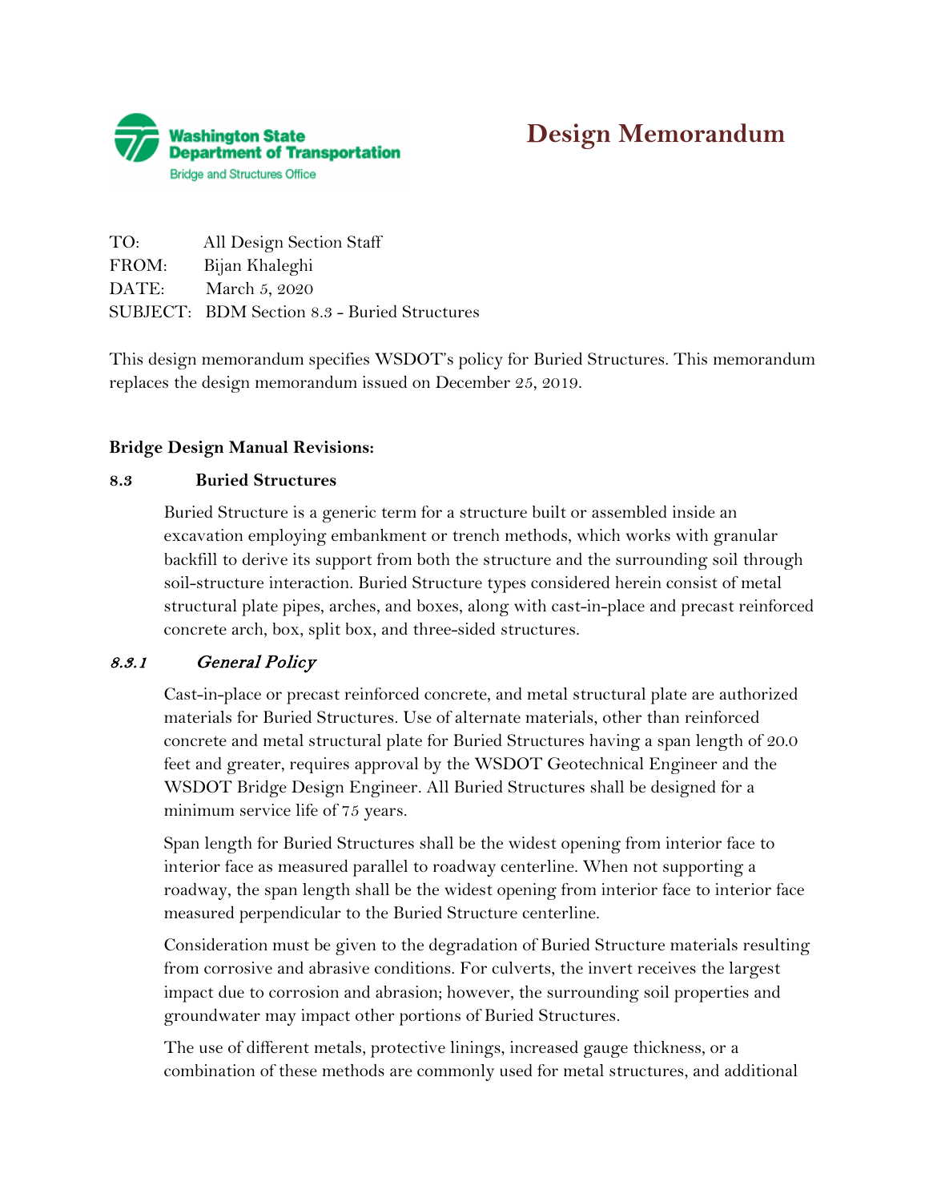Washington State Department of Transportation
Bridge and Structures Office

# Design Memorandum

TO: All Design Section Staff
FROM: Bijan Khaleghi
DATE: March 5, 2020
SUBJECT: BDM Section 8.3 - Buried Structures

This design memorandum specifies WSDOT's policy for Buried Structures. This memorandum replaces the design memorandum issued on December 25, 2019.

**Bridge Design Manual Revisions:**

## 8.3 Buried Structures

Buried Structure is a generic term for a structure built or assembled inside an excavation employing embankment or trench methods, which works with granular backfill to derive its support from both the structure and the surrounding soil through soil-structure interaction. Buried Structure types considered herein consist of metal structural plate pipes, arches, and boxes, along with cast-in-place and precast reinforced concrete arch, box, split box, and three-sided structures.

### *8.3.1 General Policy*

Cast-in-place or precast reinforced concrete, and metal structural plate are authorized materials for Buried Structures. Use of alternate materials, other than reinforced concrete and metal structural plate for Buried Structures having a span length of 20.0 feet and greater, requires approval by the WSDOT Geotechnical Engineer and the WSDOT Bridge Design Engineer. All Buried Structures shall be designed for a minimum service life of 75 years.

Span length for Buried Structures shall be the widest opening from interior face to interior face as measured parallel to roadway centerline. When not supporting a roadway, the span length shall be the widest opening from interior face to interior face measured perpendicular to the Buried Structure centerline.

Consideration must be given to the degradation of Buried Structure materials resulting from corrosive and abrasive conditions. For culverts, the invert receives the largest impact due to corrosion and abrasion; however, the surrounding soil properties and groundwater may impact other portions of Buried Structures.

The use of different metals, protective linings, increased gauge thickness, or a combination of these methods are commonly used for metal structures, and additional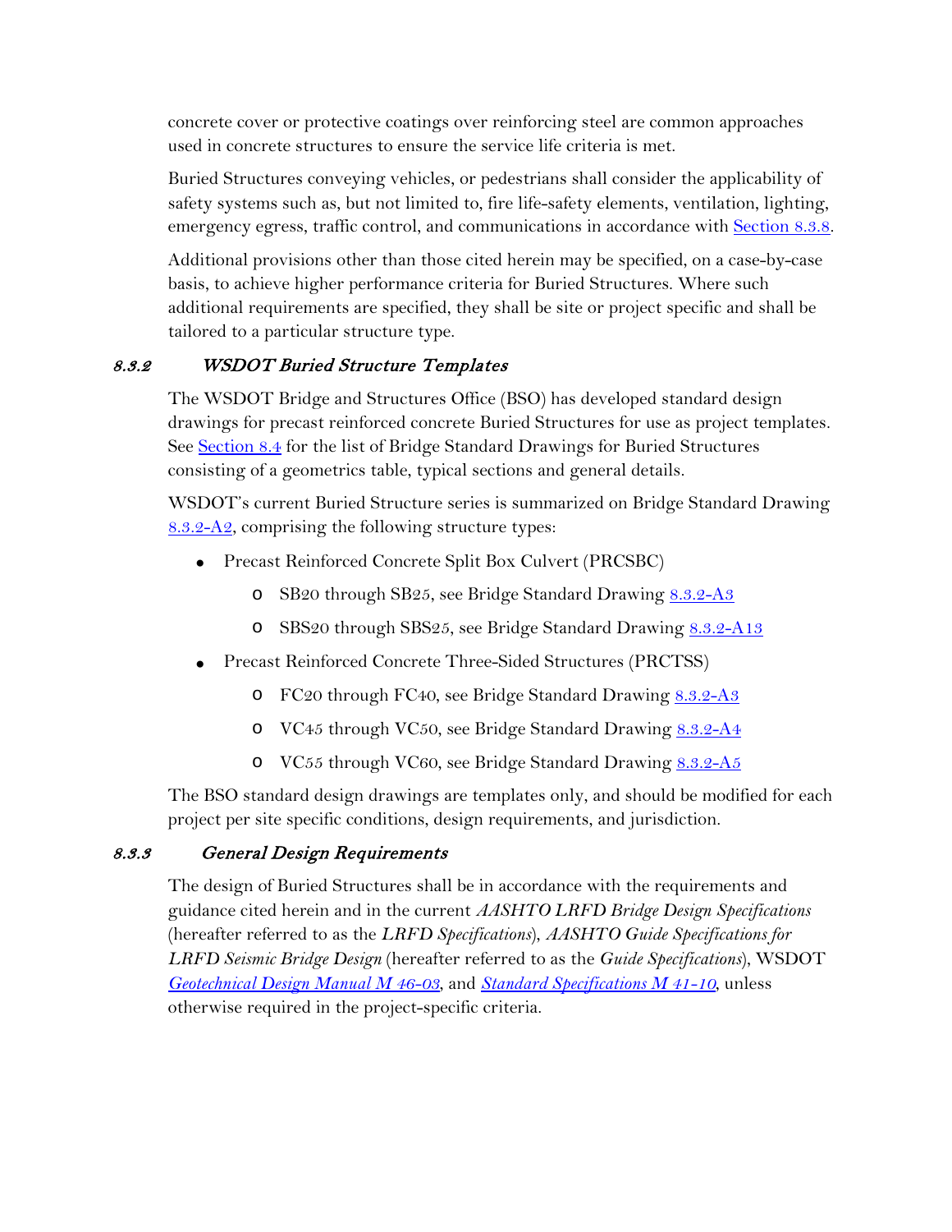concrete cover or protective coatings over reinforcing steel are common approaches used in concrete structures to ensure the service life criteria is met.

Buried Structures conveying vehicles, or pedestrians shall consider the applicability of safety systems such as, but not limited to, fire life-safety elements, ventilation, lighting, emergency egress, traffic control, and communications in accordance with Section 8.3.8.

Additional provisions other than those cited herein may be specified, on a case-by-case basis, to achieve higher performance criteria for Buried Structures. Where such additional requirements are specified, they shall be site or project specific and shall be tailored to a particular structure type.

### 8.3.2 WSDOT Buried Structure Templates

The WSDOT Bridge and Structures Office (BSO) has developed standard design drawings for precast reinforced concrete Buried Structures for use as project templates. See Section 8.4 for the list of Bridge Standard Drawings for Buried Structures consisting of a geometrics table, typical sections and general details.

WSDOT's current Buried Structure series is summarized on Bridge Standard Drawing 8.3.2-A2, comprising the following structure types:

- Precast Reinforced Concrete Split Box Culvert (PRCSBC)
  - SB20 through SB25, see Bridge Standard Drawing 8.3.2-A3
  - SBS20 through SBS25, see Bridge Standard Drawing 8.3.2-A13
- Precast Reinforced Concrete Three-Sided Structures (PRCTSS)
  - FC20 through FC40, see Bridge Standard Drawing 8.3.2-A3
  - VC45 through VC50, see Bridge Standard Drawing 8.3.2-A4
  - VC55 through VC60, see Bridge Standard Drawing 8.3.2-A5

The BSO standard design drawings are templates only, and should be modified for each project per site specific conditions, design requirements, and jurisdiction.

### 8.3.3 General Design Requirements

The design of Buried Structures shall be in accordance with the requirements and guidance cited herein and in the current *AASHTO LRFD Bridge Design Specifications* (hereafter referred to as the *LRFD Specifications*), *AASHTO Guide Specifications for LRFD Seismic Bridge Design* (hereafter referred to as the *Guide Specifications*), WSDOT *Geotechnical Design Manual M 46-03*, and *Standard Specifications M 41-10*, unless otherwise required in the project-specific criteria.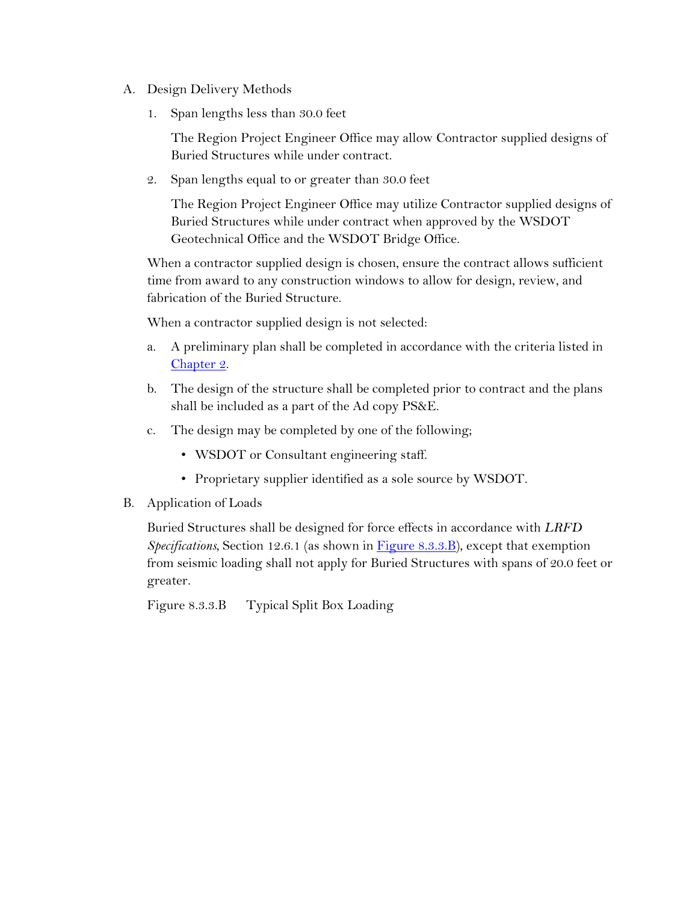A. Design Delivery Methods

1. Span lengths less than 30.0 feet

   The Region Project Engineer Office may allow Contractor supplied designs of Buried Structures while under contract.

2. Span lengths equal to or greater than 30.0 feet

   The Region Project Engineer Office may utilize Contractor supplied designs of Buried Structures while under contract when approved by the WSDOT Geotechnical Office and the WSDOT Bridge Office.

When a contractor supplied design is chosen, ensure the contract allows sufficient time from award to any construction windows to allow for design, review, and fabrication of the Buried Structure.

When a contractor supplied design is not selected:

a. A preliminary plan shall be completed in accordance with the criteria listed in Chapter 2.

b. The design of the structure shall be completed prior to contract and the plans shall be included as a part of the Ad copy PS&E.

c. The design may be completed by one of the following;

   - WSDOT or Consultant engineering staff.
   - Proprietary supplier identified as a sole source by WSDOT.

B. Application of Loads

Buried Structures shall be designed for force effects in accordance with *LRFD Specifications*, Section 12.6.1 (as shown in Figure 8.3.3.B), except that exemption from seismic loading shall not apply for Buried Structures with spans of 20.0 feet or greater.

Figure 8.3.3.B Typical Split Box Loading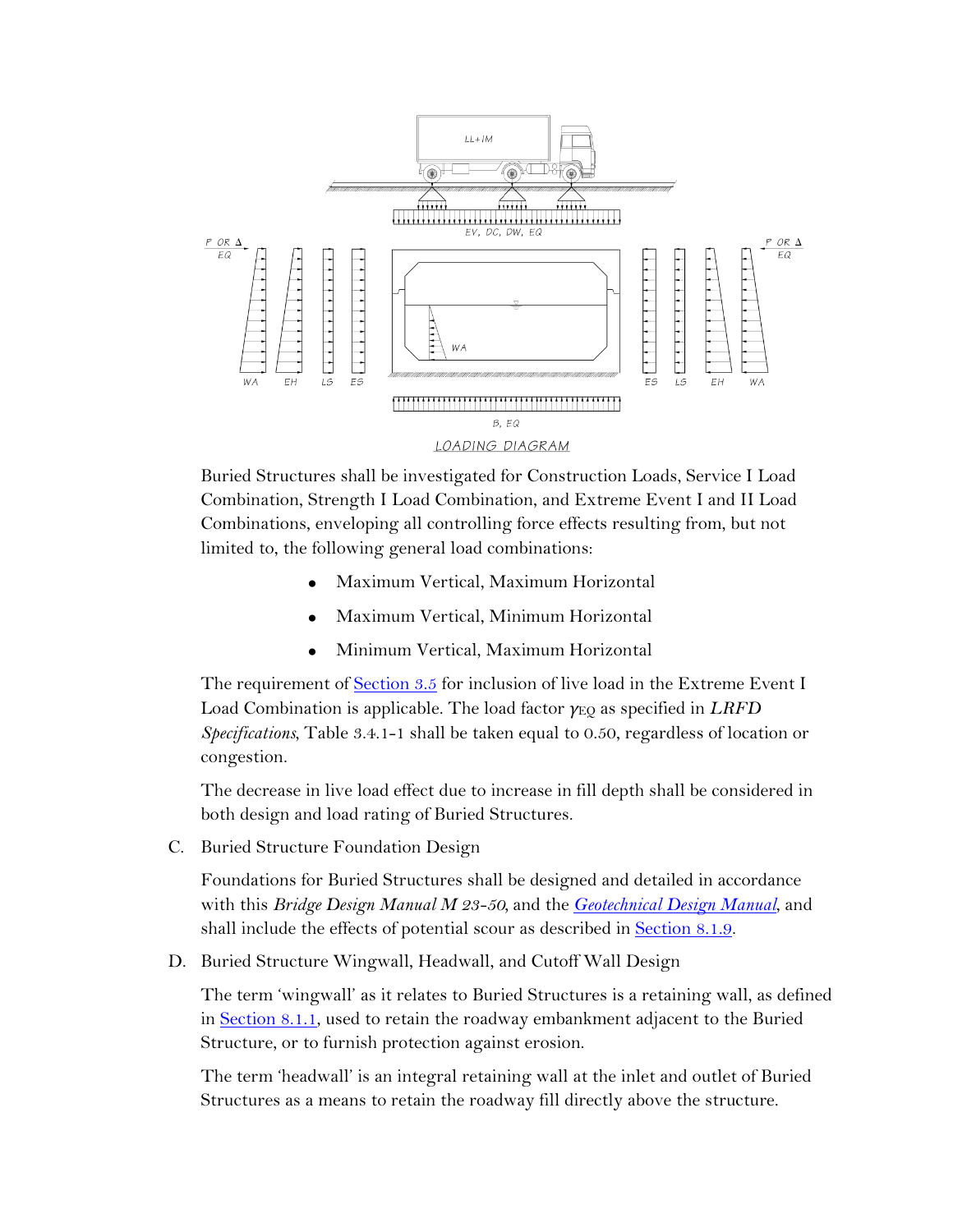LOADING DIAGRAM

Buried Structures shall be investigated for Construction Loads, Service I Load Combination, Strength I Load Combination, and Extreme Event I and II Load Combinations, enveloping all controlling force effects resulting from, but not limited to, the following general load combinations:

- Maximum Vertical, Maximum Horizontal
- Maximum Vertical, Minimum Horizontal
- Minimum Vertical, Maximum Horizontal

The requirement of Section 3.5 for inclusion of live load in the Extreme Event I Load Combination is applicable. The load factor $\gamma_{EQ}$ as specified in *LRFD Specifications*, Table 3.4.1-1 shall be taken equal to 0.50, regardless of location or congestion.

The decrease in live load effect due to increase in fill depth shall be considered in both design and load rating of Buried Structures.

C. Buried Structure Foundation Design

Foundations for Buried Structures shall be designed and detailed in accordance with this *Bridge Design Manual M 23-50*, and the *Geotechnical Design Manual*, and shall include the effects of potential scour as described in Section 8.1.9.

D. Buried Structure Wingwall, Headwall, and Cutoff Wall Design

The term 'wingwall' as it relates to Buried Structures is a retaining wall, as defined in Section 8.1.1, used to retain the roadway embankment adjacent to the Buried Structure, or to furnish protection against erosion.

The term 'headwall' is an integral retaining wall at the inlet and outlet of Buried Structures as a means to retain the roadway fill directly above the structure.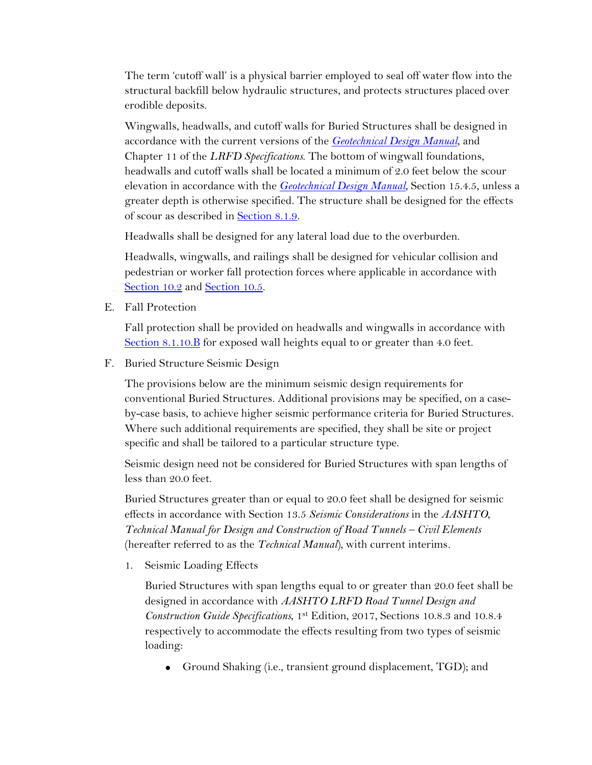The term 'cutoff wall' is a physical barrier employed to seal off water flow into the structural backfill below hydraulic structures, and protects structures placed over erodible deposits.

Wingwalls, headwalls, and cutoff walls for Buried Structures shall be designed in accordance with the current versions of the *Geotechnical Design Manual*, and Chapter 11 of the *LRFD Specifications*. The bottom of wingwall foundations, headwalls and cutoff walls shall be located a minimum of 2.0 feet below the scour elevation in accordance with the *Geotechnical Design Manual*, Section 15.4.5, unless a greater depth is otherwise specified. The structure shall be designed for the effects of scour as described in Section 8.1.9.

Headwalls shall be designed for any lateral load due to the overburden.

Headwalls, wingwalls, and railings shall be designed for vehicular collision and pedestrian or worker fall protection forces where applicable in accordance with Section 10.2 and Section 10.5.

E. Fall Protection

Fall protection shall be provided on headwalls and wingwalls in accordance with Section 8.1.10.B for exposed wall heights equal to or greater than 4.0 feet.

F. Buried Structure Seismic Design

The provisions below are the minimum seismic design requirements for conventional Buried Structures. Additional provisions may be specified, on a case-by-case basis, to achieve higher seismic performance criteria for Buried Structures. Where such additional requirements are specified, they shall be site or project specific and shall be tailored to a particular structure type.

Seismic design need not be considered for Buried Structures with span lengths of less than 20.0 feet.

Buried Structures greater than or equal to 20.0 feet shall be designed for seismic effects in accordance with Section 13.5 *Seismic Considerations* in the *AASHTO*, *Technical Manual for Design and Construction of Road Tunnels – Civil Elements* (hereafter referred to as the *Technical Manual*), with current interims.

1. Seismic Loading Effects

   Buried Structures with span lengths equal to or greater than 20.0 feet shall be designed in accordance with *AASHTO LRFD Road Tunnel Design and Construction Guide Specifications*, 1st Edition, 2017, Sections 10.8.3 and 10.8.4 respectively to accommodate the effects resulting from two types of seismic loading:

   - Ground Shaking (i.e., transient ground displacement, TGD); and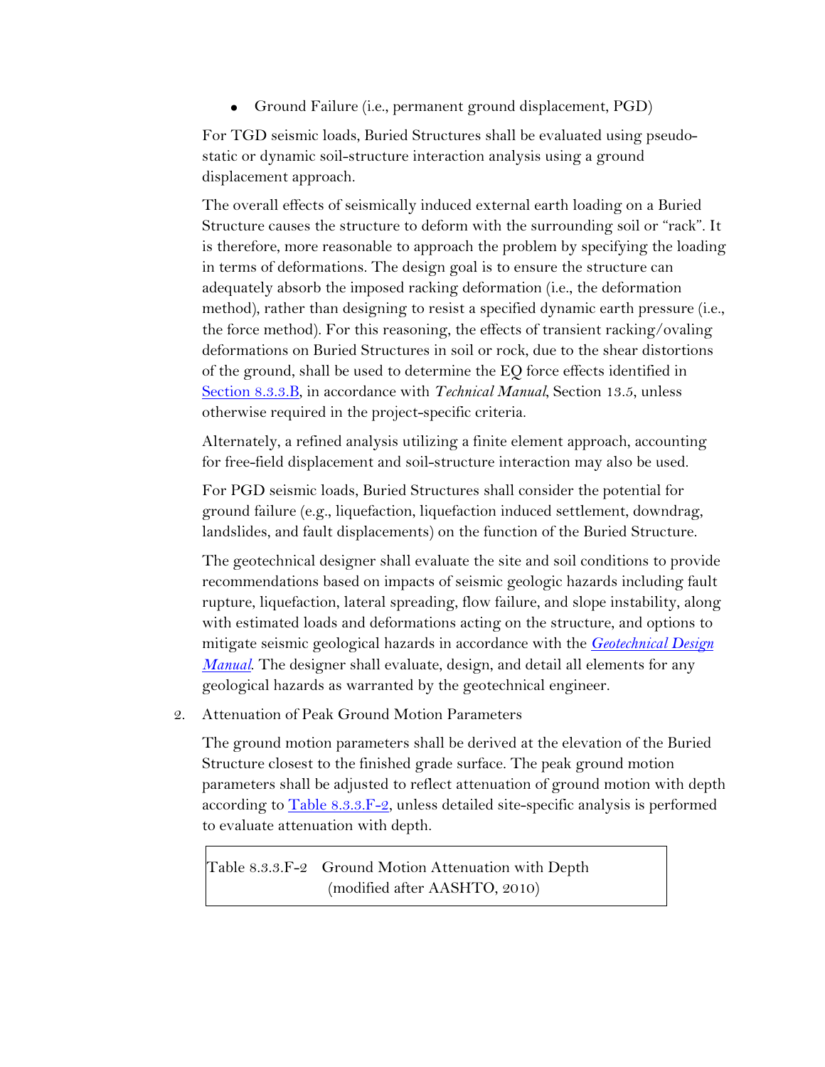- Ground Failure (i.e., permanent ground displacement, PGD)

For TGD seismic loads, Buried Structures shall be evaluated using pseudo-static or dynamic soil-structure interaction analysis using a ground displacement approach.

The overall effects of seismically induced external earth loading on a Buried Structure causes the structure to deform with the surrounding soil or "rack". It is therefore, more reasonable to approach the problem by specifying the loading in terms of deformations. The design goal is to ensure the structure can adequately absorb the imposed racking deformation (i.e., the deformation method), rather than designing to resist a specified dynamic earth pressure (i.e., the force method). For this reasoning, the effects of transient racking/ovaling deformations on Buried Structures in soil or rock, due to the shear distortions of the ground, shall be used to determine the EQ force effects identified in [Section 8.3.3.B](), in accordance with *Technical Manual*, Section 13.5, unless otherwise required in the project-specific criteria.

Alternately, a refined analysis utilizing a finite element approach, accounting for free-field displacement and soil-structure interaction may also be used.

For PGD seismic loads, Buried Structures shall consider the potential for ground failure (e.g., liquefaction, liquefaction induced settlement, downdrag, landslides, and fault displacements) on the function of the Buried Structure.

The geotechnical designer shall evaluate the site and soil conditions to provide recommendations based on impacts of seismic geologic hazards including fault rupture, liquefaction, lateral spreading, flow failure, and slope instability, along with estimated loads and deformations acting on the structure, and options to mitigate seismic geological hazards in accordance with the ***Geotechnical Design Manual***. The designer shall evaluate, design, and detail all elements for any geological hazards as warranted by the geotechnical engineer.

2. Attenuation of Peak Ground Motion Parameters

The ground motion parameters shall be derived at the elevation of the Buried Structure closest to the finished grade surface. The peak ground motion parameters shall be adjusted to reflect attenuation of ground motion with depth according to [Table 8.3.3.F-2](), unless detailed site-specific analysis is performed to evaluate attenuation with depth.

Table 8.3.3.F-2 Ground Motion Attenuation with Depth (modified after AASHTO, 2010)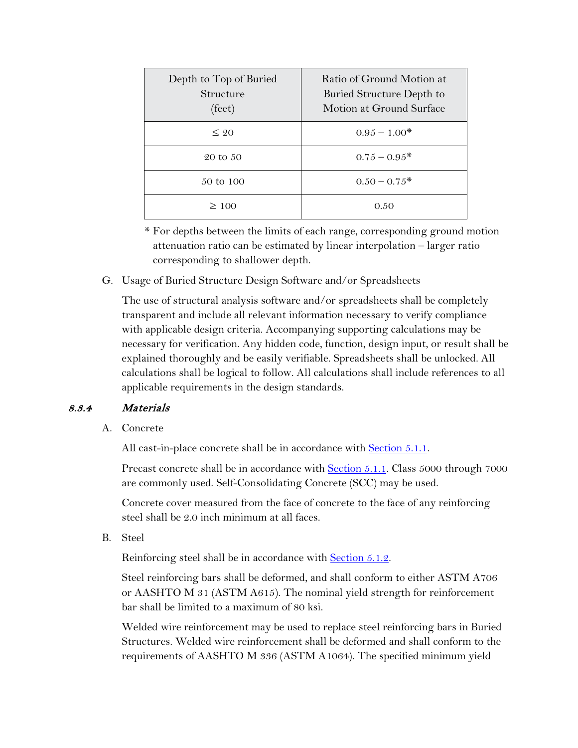| Depth to Top of Buried Structure (feet) | Ratio of Ground Motion at Buried Structure Depth to Motion at Ground Surface |
|---|---|
| ≤ 20 | 0.95 – 1.00* |
| 20 to 50 | 0.75 – 0.95* |
| 50 to 100 | 0.50 – 0.75* |
| ≥ 100 | 0.50 |

* For depths between the limits of each range, corresponding ground motion attenuation ratio can be estimated by linear interpolation – larger ratio corresponding to shallower depth.

G. Usage of Buried Structure Design Software and/or Spreadsheets

The use of structural analysis software and/or spreadsheets shall be completely transparent and include all relevant information necessary to verify compliance with applicable design criteria. Accompanying supporting calculations may be necessary for verification. Any hidden code, function, design input, or result shall be explained thoroughly and be easily verifiable. Spreadsheets shall be unlocked. All calculations shall be logical to follow. All calculations shall include references to all applicable requirements in the design standards.

### *8.3.4 Materials*

A. Concrete

All cast-in-place concrete shall be in accordance with Section 5.1.1.

Precast concrete shall be in accordance with Section 5.1.1. Class 5000 through 7000 are commonly used. Self-Consolidating Concrete (SCC) may be used.

Concrete cover measured from the face of concrete to the face of any reinforcing steel shall be 2.0 inch minimum at all faces.

B. Steel

Reinforcing steel shall be in accordance with Section 5.1.2.

Steel reinforcing bars shall be deformed, and shall conform to either ASTM A706 or AASHTO M 31 (ASTM A615). The nominal yield strength for reinforcement bar shall be limited to a maximum of 80 ksi.

Welded wire reinforcement may be used to replace steel reinforcing bars in Buried Structures. Welded wire reinforcement shall be deformed and shall conform to the requirements of AASHTO M 336 (ASTM A1064). The specified minimum yield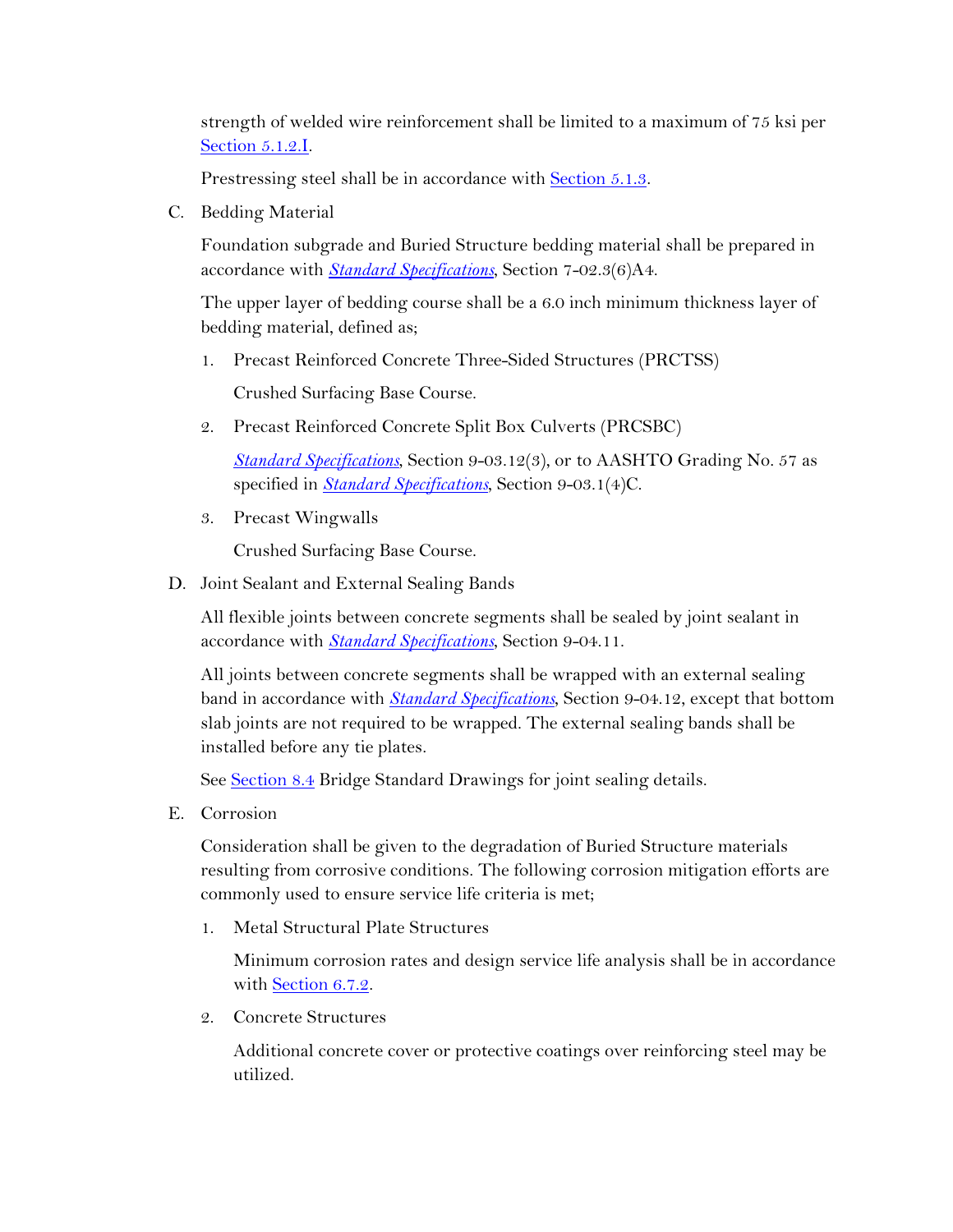strength of welded wire reinforcement shall be limited to a maximum of 75 ksi per Section 5.1.2.I.

Prestressing steel shall be in accordance with Section 5.1.3.

C. Bedding Material

Foundation subgrade and Buried Structure bedding material shall be prepared in accordance with *Standard Specifications*, Section 7-02.3(6)A4.

The upper layer of bedding course shall be a 6.0 inch minimum thickness layer of bedding material, defined as;

1. Precast Reinforced Concrete Three-Sided Structures (PRCTSS)

   Crushed Surfacing Base Course.

2. Precast Reinforced Concrete Split Box Culverts (PRCSBC)

   *Standard Specifications*, Section 9-03.12(3), or to AASHTO Grading No. 57 as specified in *Standard Specifications*, Section 9-03.1(4)C.

3. Precast Wingwalls

   Crushed Surfacing Base Course.

D. Joint Sealant and External Sealing Bands

All flexible joints between concrete segments shall be sealed by joint sealant in accordance with *Standard Specifications*, Section 9-04.11.

All joints between concrete segments shall be wrapped with an external sealing band in accordance with *Standard Specifications*, Section 9-04.12, except that bottom slab joints are not required to be wrapped. The external sealing bands shall be installed before any tie plates.

See Section 8.4 Bridge Standard Drawings for joint sealing details.

E. Corrosion

Consideration shall be given to the degradation of Buried Structure materials resulting from corrosive conditions. The following corrosion mitigation efforts are commonly used to ensure service life criteria is met;

1. Metal Structural Plate Structures

   Minimum corrosion rates and design service life analysis shall be in accordance with Section 6.7.2.

2. Concrete Structures

   Additional concrete cover or protective coatings over reinforcing steel may be utilized.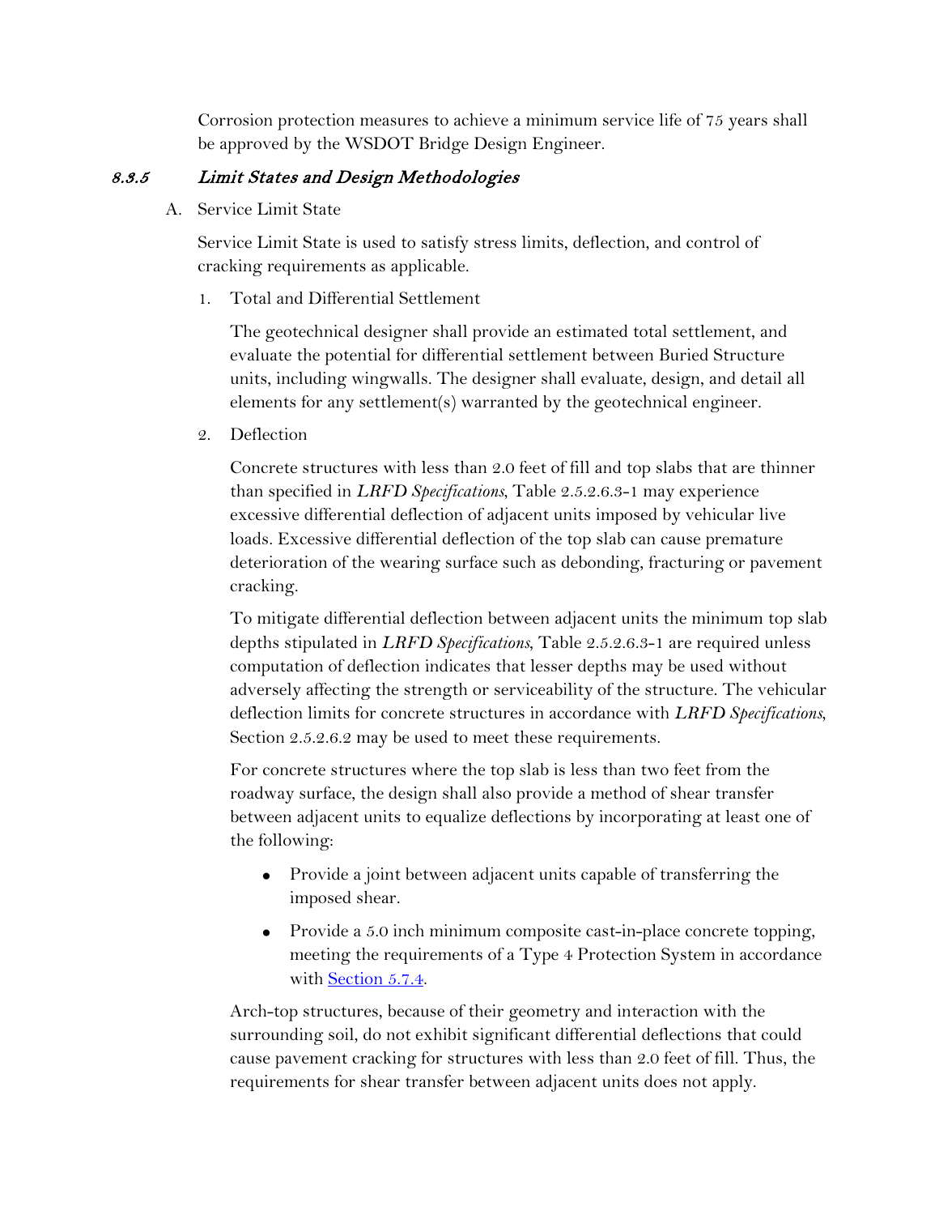Corrosion protection measures to achieve a minimum service life of 75 years shall be approved by the WSDOT Bridge Design Engineer.

### *8.3.5 Limit States and Design Methodologies*

A. Service Limit State

Service Limit State is used to satisfy stress limits, deflection, and control of cracking requirements as applicable.

1. Total and Differential Settlement

   The geotechnical designer shall provide an estimated total settlement, and evaluate the potential for differential settlement between Buried Structure units, including wingwalls. The designer shall evaluate, design, and detail all elements for any settlement(s) warranted by the geotechnical engineer.

2. Deflection

   Concrete structures with less than 2.0 feet of fill and top slabs that are thinner than specified in *LRFD Specifications*, Table 2.5.2.6.3-1 may experience excessive differential deflection of adjacent units imposed by vehicular live loads. Excessive differential deflection of the top slab can cause premature deterioration of the wearing surface such as debonding, fracturing or pavement cracking.

   To mitigate differential deflection between adjacent units the minimum top slab depths stipulated in *LRFD Specifications*, Table 2.5.2.6.3-1 are required unless computation of deflection indicates that lesser depths may be used without adversely affecting the strength or serviceability of the structure. The vehicular deflection limits for concrete structures in accordance with *LRFD Specifications*, Section 2.5.2.6.2 may be used to meet these requirements.

   For concrete structures where the top slab is less than two feet from the roadway surface, the design shall also provide a method of shear transfer between adjacent units to equalize deflections by incorporating at least one of the following:

   - Provide a joint between adjacent units capable of transferring the imposed shear.
   - Provide a 5.0 inch minimum composite cast-in-place concrete topping, meeting the requirements of a Type 4 Protection System in accordance with Section 5.7.4.

   Arch-top structures, because of their geometry and interaction with the surrounding soil, do not exhibit significant differential deflections that could cause pavement cracking for structures with less than 2.0 feet of fill. Thus, the requirements for shear transfer between adjacent units does not apply.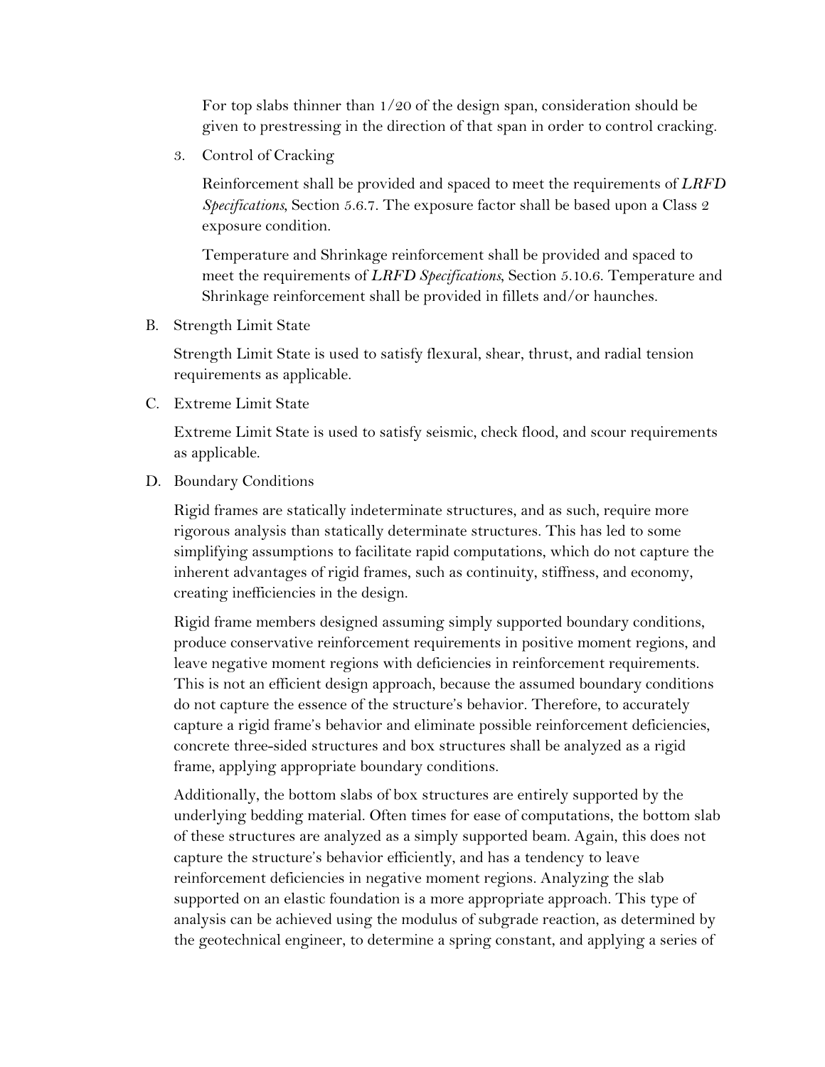For top slabs thinner than 1/20 of the design span, consideration should be given to prestressing in the direction of that span in order to control cracking.

3. Control of Cracking

   Reinforcement shall be provided and spaced to meet the requirements of *LRFD Specifications*, Section 5.6.7. The exposure factor shall be based upon a Class 2 exposure condition.

   Temperature and Shrinkage reinforcement shall be provided and spaced to meet the requirements of *LRFD Specifications*, Section 5.10.6. Temperature and Shrinkage reinforcement shall be provided in fillets and/or haunches.

B. Strength Limit State

   Strength Limit State is used to satisfy flexural, shear, thrust, and radial tension requirements as applicable.

C. Extreme Limit State

   Extreme Limit State is used to satisfy seismic, check flood, and scour requirements as applicable.

D. Boundary Conditions

   Rigid frames are statically indeterminate structures, and as such, require more rigorous analysis than statically determinate structures. This has led to some simplifying assumptions to facilitate rapid computations, which do not capture the inherent advantages of rigid frames, such as continuity, stiffness, and economy, creating inefficiencies in the design.

   Rigid frame members designed assuming simply supported boundary conditions, produce conservative reinforcement requirements in positive moment regions, and leave negative moment regions with deficiencies in reinforcement requirements. This is not an efficient design approach, because the assumed boundary conditions do not capture the essence of the structure's behavior. Therefore, to accurately capture a rigid frame's behavior and eliminate possible reinforcement deficiencies, concrete three-sided structures and box structures shall be analyzed as a rigid frame, applying appropriate boundary conditions.

   Additionally, the bottom slabs of box structures are entirely supported by the underlying bedding material. Often times for ease of computations, the bottom slab of these structures are analyzed as a simply supported beam. Again, this does not capture the structure's behavior efficiently, and has a tendency to leave reinforcement deficiencies in negative moment regions. Analyzing the slab supported on an elastic foundation is a more appropriate approach. This type of analysis can be achieved using the modulus of subgrade reaction, as determined by the geotechnical engineer, to determine a spring constant, and applying a series of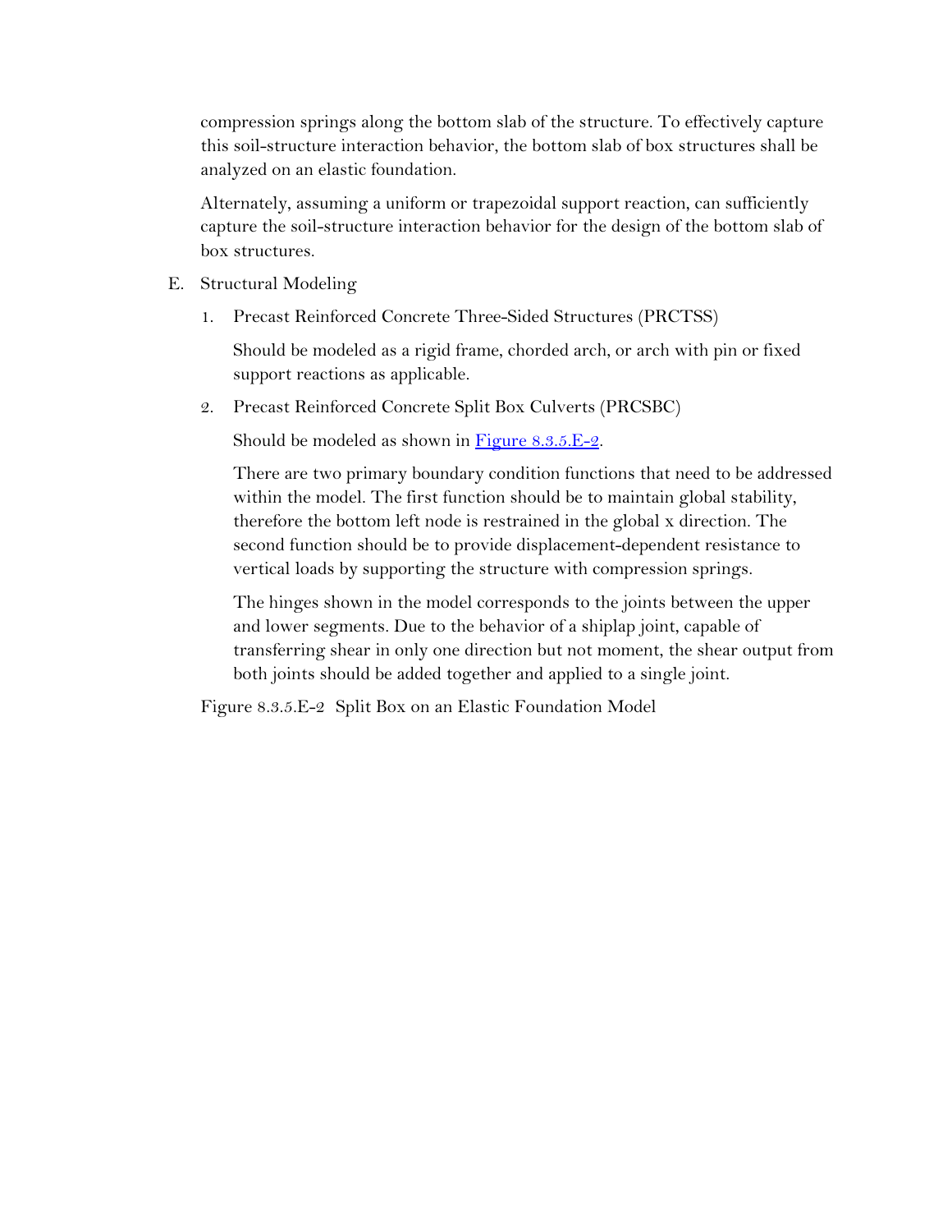compression springs along the bottom slab of the structure. To effectively capture this soil-structure interaction behavior, the bottom slab of box structures shall be analyzed on an elastic foundation.

Alternately, assuming a uniform or trapezoidal support reaction, can sufficiently capture the soil-structure interaction behavior for the design of the bottom slab of box structures.

E. Structural Modeling

1. Precast Reinforced Concrete Three-Sided Structures (PRCTSS)

   Should be modeled as a rigid frame, chorded arch, or arch with pin or fixed support reactions as applicable.

2. Precast Reinforced Concrete Split Box Culverts (PRCSBC)

   Should be modeled as shown in [Figure 8.3.5.E-2](#).

   There are two primary boundary condition functions that need to be addressed within the model. The first function should be to maintain global stability, therefore the bottom left node is restrained in the global x direction. The second function should be to provide displacement-dependent resistance to vertical loads by supporting the structure with compression springs.

   The hinges shown in the model corresponds to the joints between the upper and lower segments. Due to the behavior of a shiplap joint, capable of transferring shear in only one direction but not moment, the shear output from both joints should be added together and applied to a single joint.

Figure 8.3.5.E-2 Split Box on an Elastic Foundation Model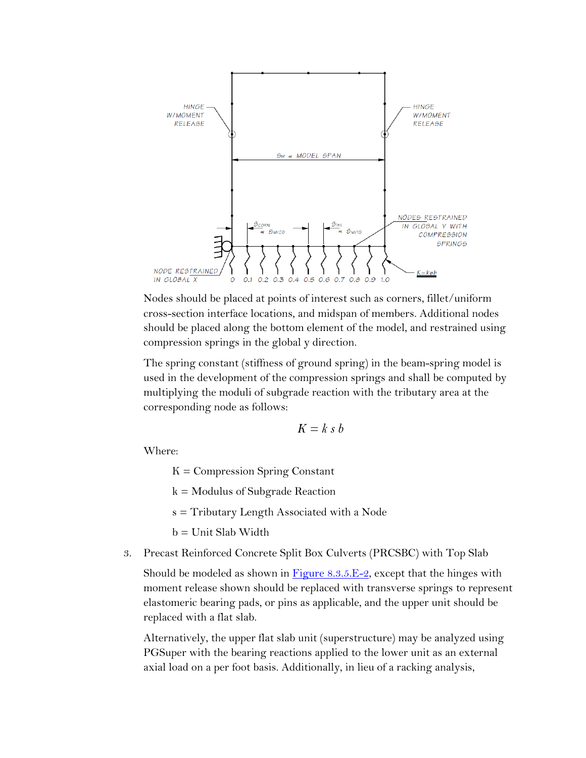Nodes should be placed at points of interest such as corners, fillet/uniform cross-section interface locations, and midspan of members. Additional nodes should be placed along the bottom element of the model, and restrained using compression springs in the global y direction.

The spring constant (stiffness of ground spring) in the beam-spring model is used in the development of the compression springs and shall be computed by multiplying the moduli of subgrade reaction with the tributary area at the corresponding node as follows:

$$K = k\, s\, b$$

Where:

- K = Compression Spring Constant
- k = Modulus of Subgrade Reaction
- s = Tributary Length Associated with a Node
- b = Unit Slab Width

3. Precast Reinforced Concrete Split Box Culverts (PRCSBC) with Top Slab

   Should be modeled as shown in Figure 8.3.5.E-2, except that the hinges with moment release shown should be replaced with transverse springs to represent elastomeric bearing pads, or pins as applicable, and the upper unit should be replaced with a flat slab.

   Alternatively, the upper flat slab unit (superstructure) may be analyzed using PGSuper with the bearing reactions applied to the lower unit as an external axial load on a per foot basis. Additionally, in lieu of a racking analysis,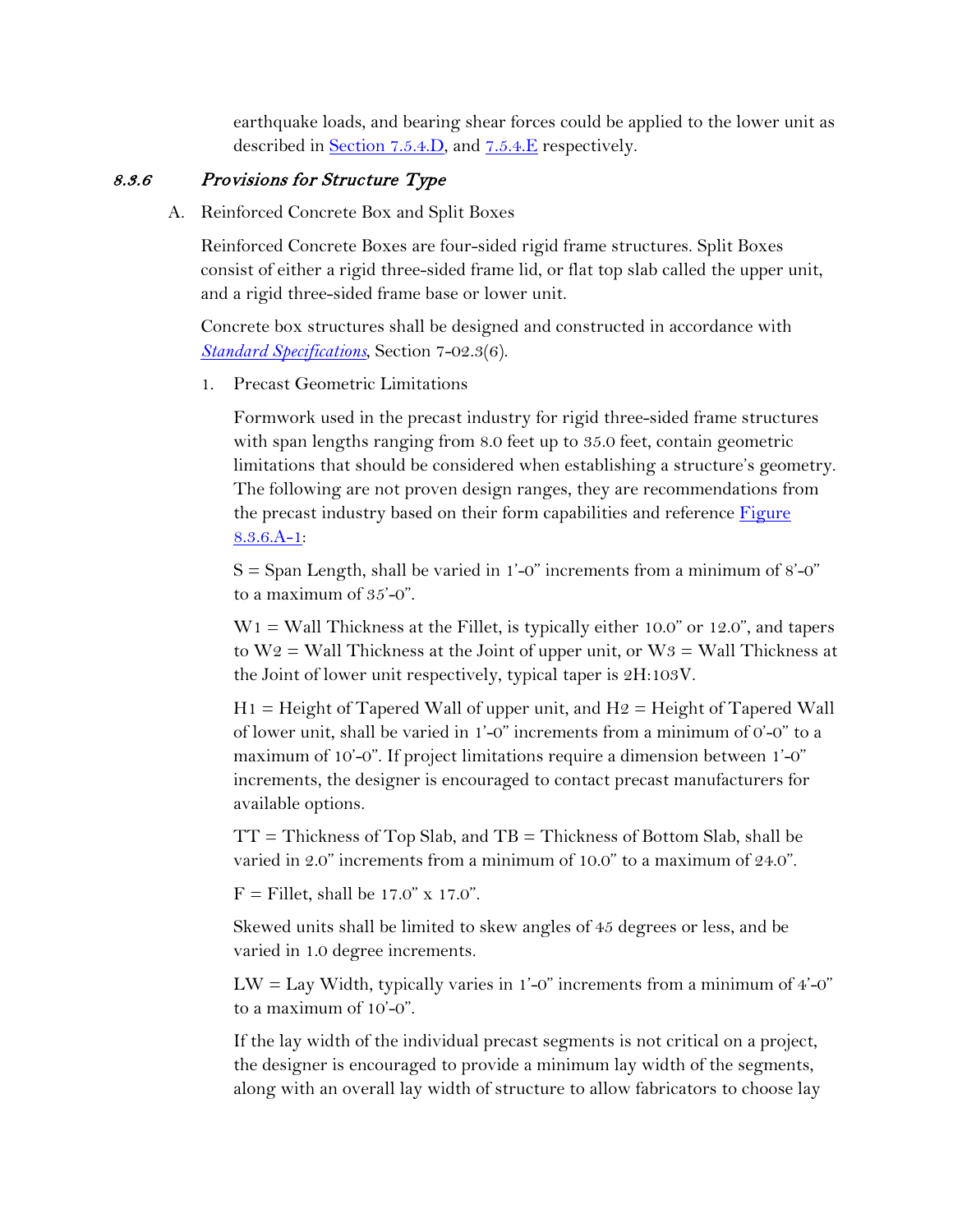earthquake loads, and bearing shear forces could be applied to the lower unit as described in Section 7.5.4.D, and 7.5.4.E respectively.

### *8.3.6 Provisions for Structure Type*

A. Reinforced Concrete Box and Split Boxes

Reinforced Concrete Boxes are four-sided rigid frame structures. Split Boxes consist of either a rigid three-sided frame lid, or flat top slab called the upper unit, and a rigid three-sided frame base or lower unit.

Concrete box structures shall be designed and constructed in accordance with *Standard Specifications*, Section 7-02.3(6).

1. Precast Geometric Limitations

   Formwork used in the precast industry for rigid three-sided frame structures with span lengths ranging from 8.0 feet up to 35.0 feet, contain geometric limitations that should be considered when establishing a structure's geometry. The following are not proven design ranges, they are recommendations from the precast industry based on their form capabilities and reference Figure 8.3.6.A-1:

   S = Span Length, shall be varied in 1'-0" increments from a minimum of 8'-0" to a maximum of 35'-0".

   W1 = Wall Thickness at the Fillet, is typically either 10.0" or 12.0", and tapers to W2 = Wall Thickness at the Joint of upper unit, or W3 = Wall Thickness at the Joint of lower unit respectively, typical taper is 2H:103V.

   H1 = Height of Tapered Wall of upper unit, and H2 = Height of Tapered Wall of lower unit, shall be varied in 1'-0" increments from a minimum of 0'-0" to a maximum of 10'-0". If project limitations require a dimension between 1'-0" increments, the designer is encouraged to contact precast manufacturers for available options.

   TT = Thickness of Top Slab, and TB = Thickness of Bottom Slab, shall be varied in 2.0" increments from a minimum of 10.0" to a maximum of 24.0".

   F = Fillet, shall be 17.0" x 17.0".

   Skewed units shall be limited to skew angles of 45 degrees or less, and be varied in 1.0 degree increments.

   LW = Lay Width, typically varies in 1'-0" increments from a minimum of 4'-0" to a maximum of 10'-0".

   If the lay width of the individual precast segments is not critical on a project, the designer is encouraged to provide a minimum lay width of the segments, along with an overall lay width of structure to allow fabricators to choose lay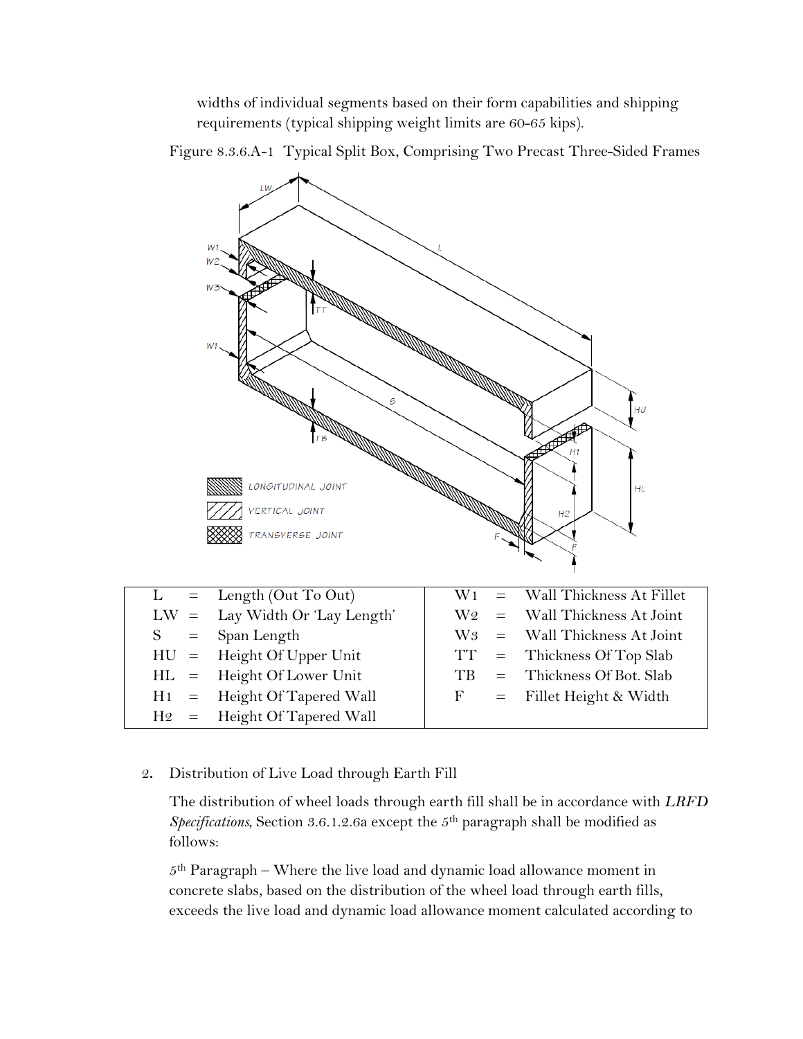widths of individual segments based on their form capabilities and shipping requirements (typical shipping weight limits are 60-65 kips).

Figure 8.3.6.A-1 Typical Split Box, Comprising Two Precast Three-Sided Frames

| | | | | | |
|---|---|---|---|---|---|
| L | = | Length (Out To Out) | W1 | = | Wall Thickness At Fillet |
| LW | = | Lay Width Or 'Lay Length' | W2 | = | Wall Thickness At Joint |
| S | = | Span Length | W3 | = | Wall Thickness At Joint |
| HU | = | Height Of Upper Unit | TT | = | Thickness Of Top Slab |
| HL | = | Height Of Lower Unit | TB | = | Thickness Of Bot. Slab |
| H1 | = | Height Of Tapered Wall | F | = | Fillet Height & Width |
| H2 | = | Height Of Tapered Wall | | | |

2. Distribution of Live Load through Earth Fill

The distribution of wheel loads through earth fill shall be in accordance with *LRFD Specifications*, Section 3.6.1.2.6a except the 5th paragraph shall be modified as follows:

5th Paragraph – Where the live load and dynamic load allowance moment in concrete slabs, based on the distribution of the wheel load through earth fills, exceeds the live load and dynamic load allowance moment calculated according to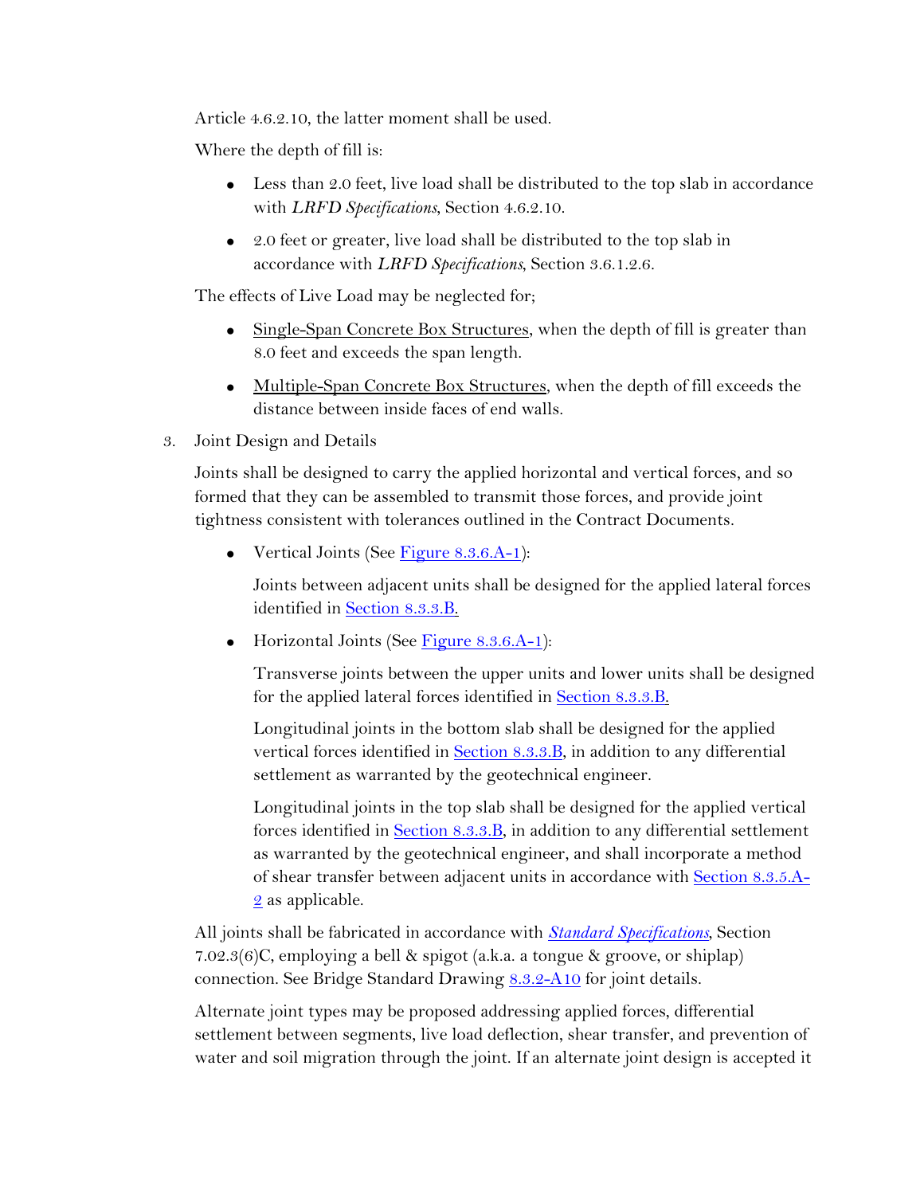Article 4.6.2.10, the latter moment shall be used.

Where the depth of fill is:

- Less than 2.0 feet, live load shall be distributed to the top slab in accordance with *LRFD Specifications*, Section 4.6.2.10.
- 2.0 feet or greater, live load shall be distributed to the top slab in accordance with *LRFD Specifications*, Section 3.6.1.2.6.

The effects of Live Load may be neglected for;

- Single-Span Concrete Box Structures, when the depth of fill is greater than 8.0 feet and exceeds the span length.
- Multiple-Span Concrete Box Structures, when the depth of fill exceeds the distance between inside faces of end walls.

3. Joint Design and Details

Joints shall be designed to carry the applied horizontal and vertical forces, and so formed that they can be assembled to transmit those forces, and provide joint tightness consistent with tolerances outlined in the Contract Documents.

- Vertical Joints (See Figure 8.3.6.A-1):

  Joints between adjacent units shall be designed for the applied lateral forces identified in Section 8.3.3.B.

- Horizontal Joints (See Figure 8.3.6.A-1):

  Transverse joints between the upper units and lower units shall be designed for the applied lateral forces identified in Section 8.3.3.B.

  Longitudinal joints in the bottom slab shall be designed for the applied vertical forces identified in Section 8.3.3.B, in addition to any differential settlement as warranted by the geotechnical engineer.

  Longitudinal joints in the top slab shall be designed for the applied vertical forces identified in Section 8.3.3.B, in addition to any differential settlement as warranted by the geotechnical engineer, and shall incorporate a method of shear transfer between adjacent units in accordance with Section 8.3.5.A-2 as applicable.

All joints shall be fabricated in accordance with *Standard Specifications*, Section 7.02.3(6)C, employing a bell & spigot (a.k.a. a tongue & groove, or shiplap) connection. See Bridge Standard Drawing 8.3.2-A10 for joint details.

Alternate joint types may be proposed addressing applied forces, differential settlement between segments, live load deflection, shear transfer, and prevention of water and soil migration through the joint. If an alternate joint design is accepted it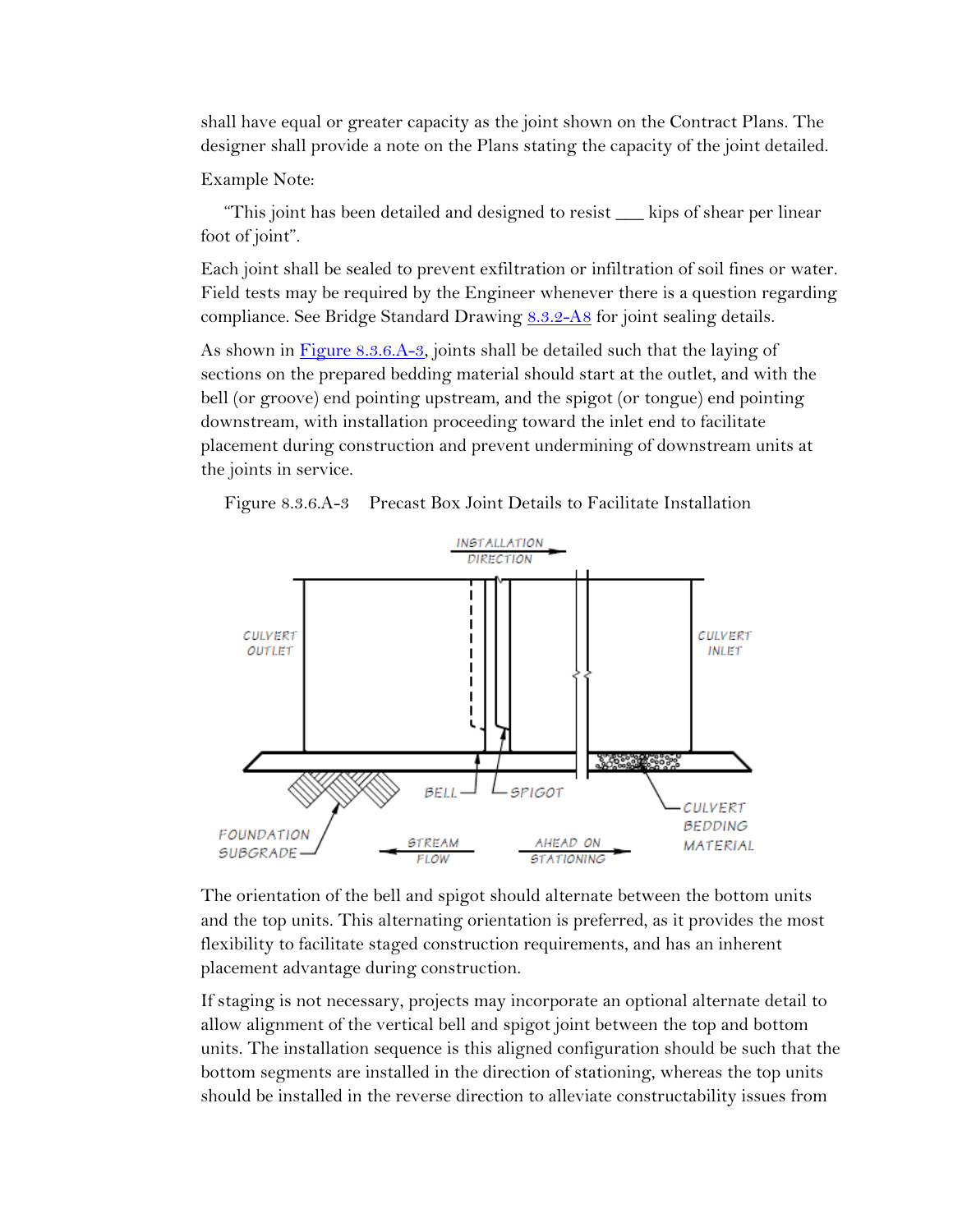shall have equal or greater capacity as the joint shown on the Contract Plans. The designer shall provide a note on the Plans stating the capacity of the joint detailed.

Example Note:

"This joint has been detailed and designed to resist ___ kips of shear per linear foot of joint".

Each joint shall be sealed to prevent exfiltration or infiltration of soil fines or water. Field tests may be required by the Engineer whenever there is a question regarding compliance. See Bridge Standard Drawing 8.3.2-A8 for joint sealing details.

As shown in Figure 8.3.6.A-3, joints shall be detailed such that the laying of sections on the prepared bedding material should start at the outlet, and with the bell (or groove) end pointing upstream, and the spigot (or tongue) end pointing downstream, with installation proceeding toward the inlet end to facilitate placement during construction and prevent undermining of downstream units at the joints in service.

Figure 8.3.6.A-3 Precast Box Joint Details to Facilitate Installation

INSTALLATION DIRECTION

CULVERT OUTLET

CULVERT INLET

BELL

SPIGOT

CULVERT BEDDING MATERIAL

FOUNDATION SUBGRADE

STREAM FLOW

AHEAD ON STATIONING

The orientation of the bell and spigot should alternate between the bottom units and the top units. This alternating orientation is preferred, as it provides the most flexibility to facilitate staged construction requirements, and has an inherent placement advantage during construction.

If staging is not necessary, projects may incorporate an optional alternate detail to allow alignment of the vertical bell and spigot joint between the top and bottom units. The installation sequence is this aligned configuration should be such that the bottom segments are installed in the direction of stationing, whereas the top units should be installed in the reverse direction to alleviate constructability issues from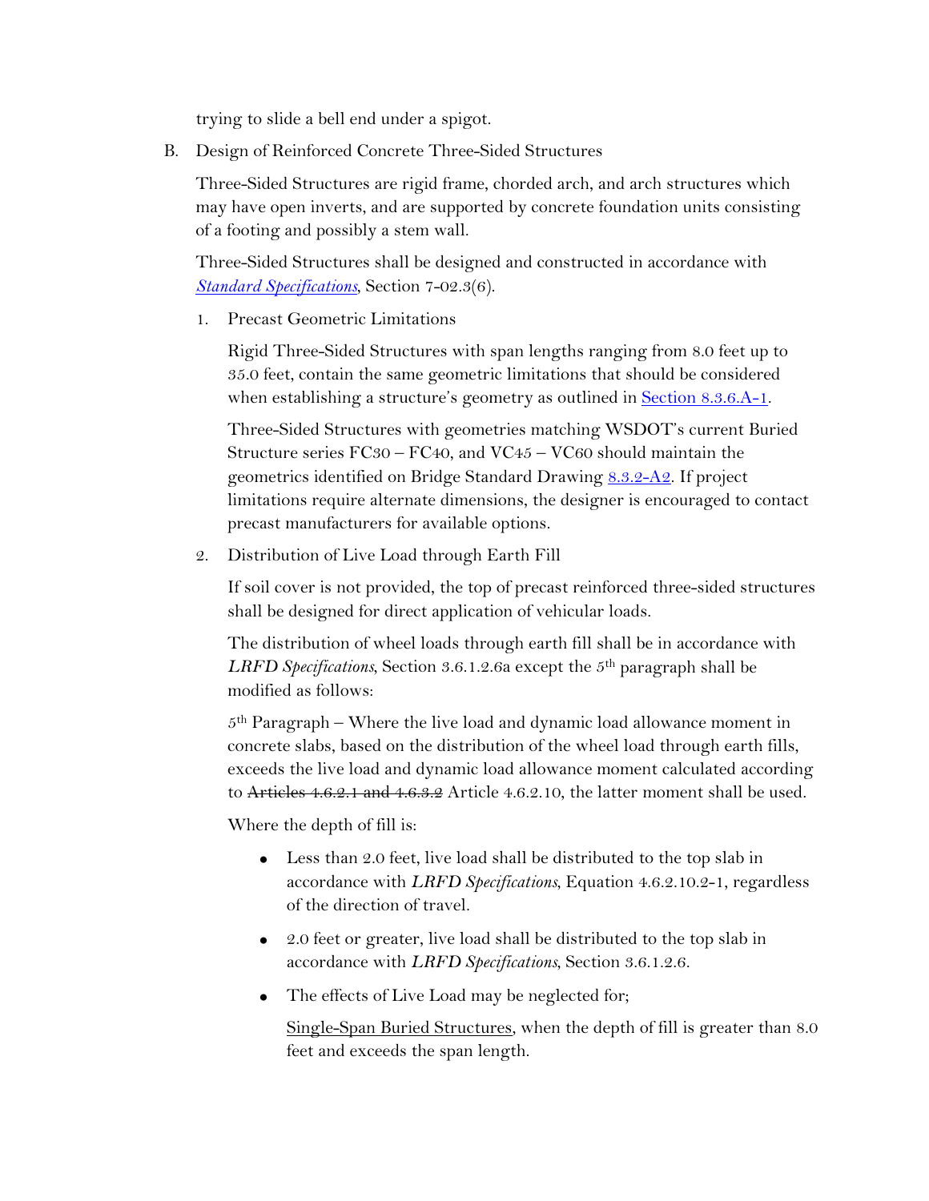trying to slide a bell end under a spigot.

B. Design of Reinforced Concrete Three-Sided Structures

Three-Sided Structures are rigid frame, chorded arch, and arch structures which may have open inverts, and are supported by concrete foundation units consisting of a footing and possibly a stem wall.

Three-Sided Structures shall be designed and constructed in accordance with *Standard Specifications*, Section 7-02.3(6).

1. Precast Geometric Limitations

   Rigid Three-Sided Structures with span lengths ranging from 8.0 feet up to 35.0 feet, contain the same geometric limitations that should be considered when establishing a structure's geometry as outlined in Section 8.3.6.A-1.

   Three-Sided Structures with geometries matching WSDOT's current Buried Structure series FC30 – FC40, and VC45 – VC60 should maintain the geometrics identified on Bridge Standard Drawing 8.3.2-A2. If project limitations require alternate dimensions, the designer is encouraged to contact precast manufacturers for available options.

2. Distribution of Live Load through Earth Fill

   If soil cover is not provided, the top of precast reinforced three-sided structures shall be designed for direct application of vehicular loads.

   The distribution of wheel loads through earth fill shall be in accordance with *LRFD Specifications*, Section 3.6.1.2.6a except the 5th paragraph shall be modified as follows:

   5th Paragraph – Where the live load and dynamic load allowance moment in concrete slabs, based on the distribution of the wheel load through earth fills, exceeds the live load and dynamic load allowance moment calculated according to ~~Articles 4.6.2.1 and 4.6.3.2~~ Article 4.6.2.10, the latter moment shall be used.

   Where the depth of fill is:

   - Less than 2.0 feet, live load shall be distributed to the top slab in accordance with *LRFD Specifications*, Equation 4.6.2.10.2-1, regardless of the direction of travel.
   - 2.0 feet or greater, live load shall be distributed to the top slab in accordance with *LRFD Specifications*, Section 3.6.1.2.6.
   - The effects of Live Load may be neglected for;

     Single-Span Buried Structures, when the depth of fill is greater than 8.0 feet and exceeds the span length.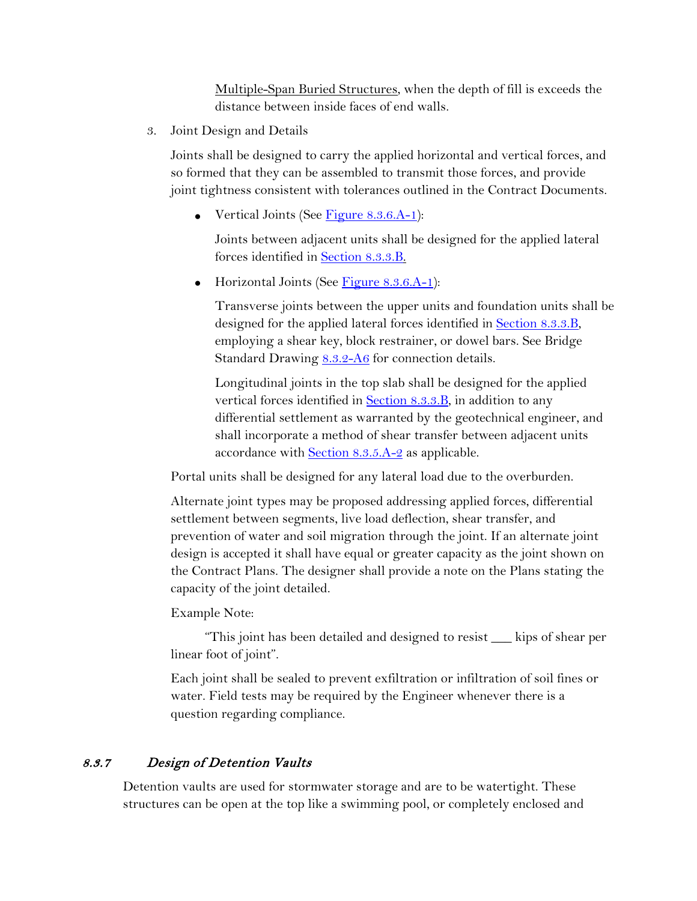[Multiple-Span Buried Structures](), when the depth of fill is exceeds the distance between inside faces of end walls.

3. Joint Design and Details

   Joints shall be designed to carry the applied horizontal and vertical forces, and so formed that they can be assembled to transmit those forces, and provide joint tightness consistent with tolerances outlined in the Contract Documents.

   - Vertical Joints (See [Figure 8.3.6.A-1]()):

     Joints between adjacent units shall be designed for the applied lateral forces identified in [Section 8.3.3.B.]()

   - Horizontal Joints (See [Figure 8.3.6.A-1]()):

     Transverse joints between the upper units and foundation units shall be designed for the applied lateral forces identified in [Section 8.3.3.B](), employing a shear key, block restrainer, or dowel bars. See Bridge Standard Drawing [8.3.2-A6]() for connection details.

     Longitudinal joints in the top slab shall be designed for the applied vertical forces identified in [Section 8.3.3.B](), in addition to any differential settlement as warranted by the geotechnical engineer, and shall incorporate a method of shear transfer between adjacent units accordance with [Section 8.3.5.A-2]() as applicable.

   Portal units shall be designed for any lateral load due to the overburden.

   Alternate joint types may be proposed addressing applied forces, differential settlement between segments, live load deflection, shear transfer, and prevention of water and soil migration through the joint. If an alternate joint design is accepted it shall have equal or greater capacity as the joint shown on the Contract Plans. The designer shall provide a note on the Plans stating the capacity of the joint detailed.

   Example Note:

   "This joint has been detailed and designed to resist ___ kips of shear per linear foot of joint".

   Each joint shall be sealed to prevent exfiltration or infiltration of soil fines or water. Field tests may be required by the Engineer whenever there is a question regarding compliance.

### *8.3.7 Design of Detention Vaults*

Detention vaults are used for stormwater storage and are to be watertight. These structures can be open at the top like a swimming pool, or completely enclosed and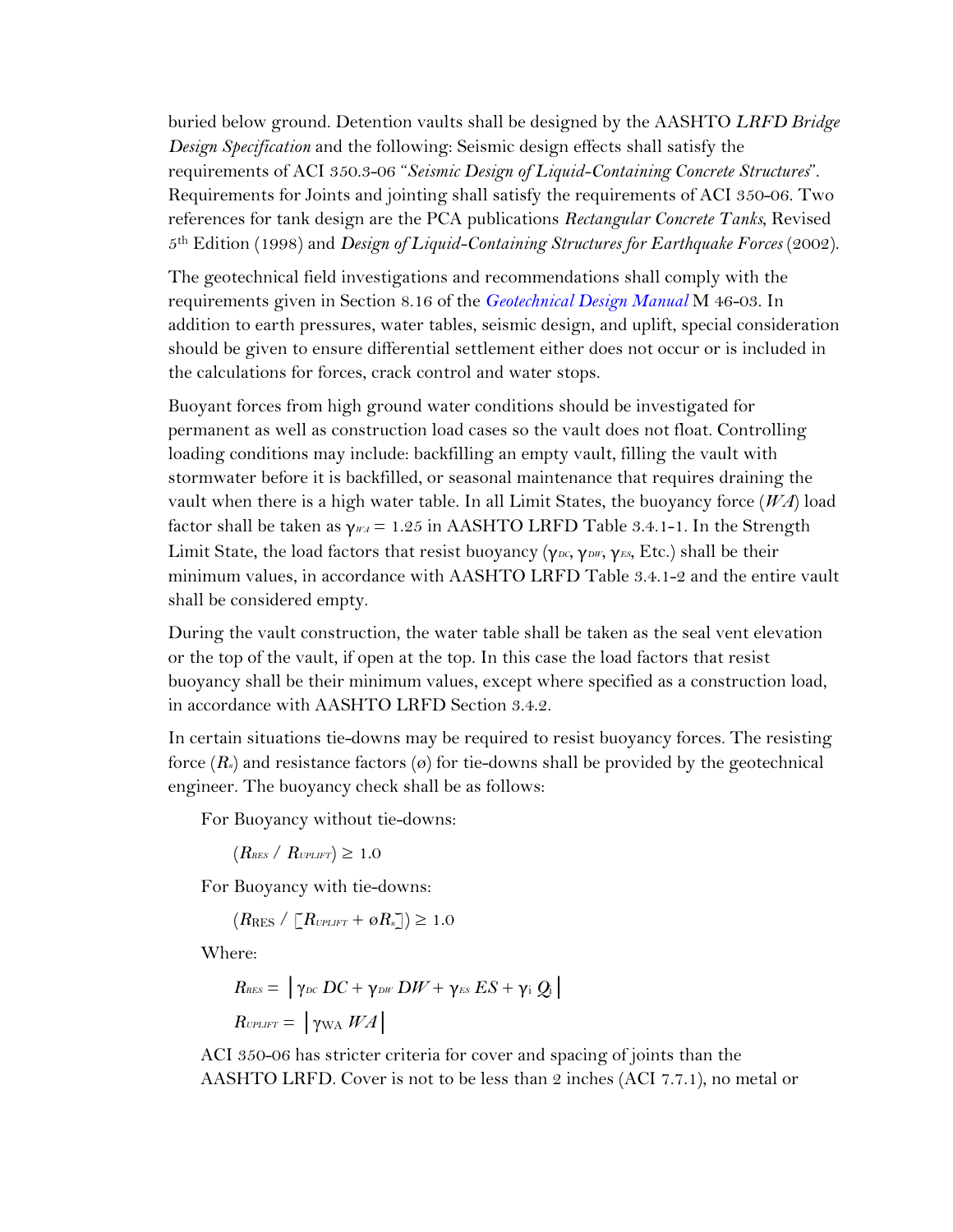buried below ground. Detention vaults shall be designed by the AASHTO *LRFD Bridge Design Specification* and the following: Seismic design effects shall satisfy the requirements of ACI 350.3-06 "*Seismic Design of Liquid-Containing Concrete Structures*". Requirements for Joints and jointing shall satisfy the requirements of ACI 350-06. Two references for tank design are the PCA publications *Rectangular Concrete Tanks*, Revised 5th Edition (1998) and *Design of Liquid-Containing Structures for Earthquake Forces* (2002).

The geotechnical field investigations and recommendations shall comply with the requirements given in Section 8.16 of the *Geotechnical Design Manual* M 46-03. In addition to earth pressures, water tables, seismic design, and uplift, special consideration should be given to ensure differential settlement either does not occur or is included in the calculations for forces, crack control and water stops.

Buoyant forces from high ground water conditions should be investigated for permanent as well as construction load cases so the vault does not float. Controlling loading conditions may include: backfilling an empty vault, filling the vault with stormwater before it is backfilled, or seasonal maintenance that requires draining the vault when there is a high water table. In all Limit States, the buoyancy force (*WA*) load factor shall be taken as $\gamma_{WA} = 1.25$ in AASHTO LRFD Table 3.4.1-1. In the Strength Limit State, the load factors that resist buoyancy ($\gamma_{DC}$, $\gamma_{DW}$, $\gamma_{ES}$, Etc.) shall be their minimum values, in accordance with AASHTO LRFD Table 3.4.1-2 and the entire vault shall be considered empty.

During the vault construction, the water table shall be taken as the seal vent elevation or the top of the vault, if open at the top. In this case the load factors that resist buoyancy shall be their minimum values, except where specified as a construction load, in accordance with AASHTO LRFD Section 3.4.2.

In certain situations tie-downs may be required to resist buoyancy forces. The resisting force ($R_n$) and resistance factors (ø) for tie-downs shall be provided by the geotechnical engineer. The buoyancy check shall be as follows:

For Buoyancy without tie-downs:

$$(R_{RES} / R_{UPLIFT}) \geq 1.0$$

For Buoyancy with tie-downs:

$$(R_{RES} / [R_{UPLIFT} + øR_n]) \geq 1.0$$

Where:

$$R_{RES} = \left| \gamma_{DC}\, DC + \gamma_{DW}\, DW + \gamma_{ES}\, ES + \gamma_i\, Q_i \right|$$

$$R_{UPLIFT} = \left| \gamma_{WA}\, WA \right|$$

ACI 350-06 has stricter criteria for cover and spacing of joints than the AASHTO LRFD. Cover is not to be less than 2 inches (ACI 7.7.1), no metal or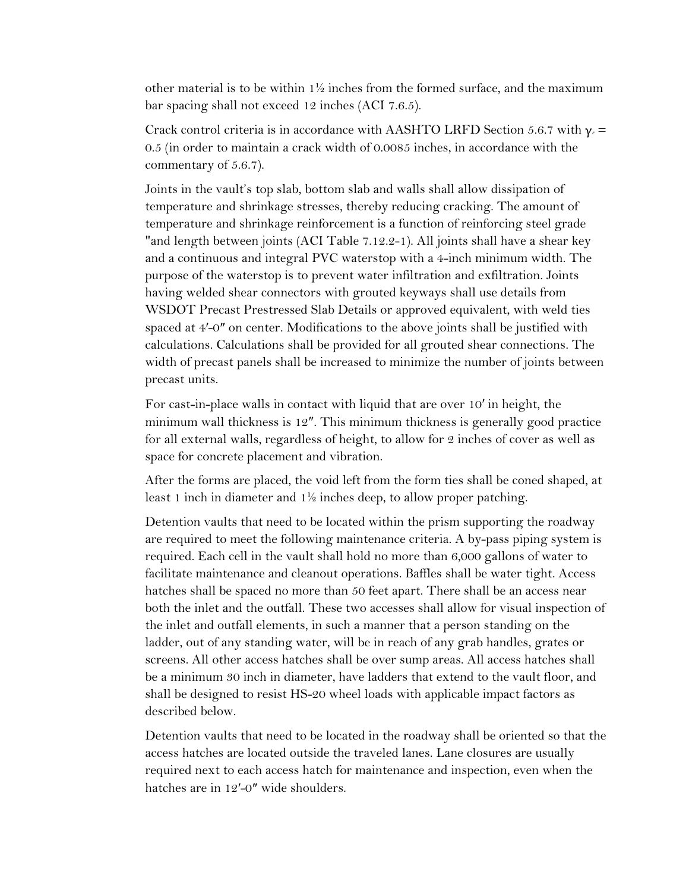other material is to be within 1½ inches from the formed surface, and the maximum bar spacing shall not exceed 12 inches (ACI 7.6.5).

Crack control criteria is in accordance with AASHTO LRFD Section 5.6.7 with $\gamma_e$ = 0.5 (in order to maintain a crack width of 0.0085 inches, in accordance with the commentary of 5.6.7).

Joints in the vault's top slab, bottom slab and walls shall allow dissipation of temperature and shrinkage stresses, thereby reducing cracking. The amount of temperature and shrinkage reinforcement is a function of reinforcing steel grade "and length between joints (ACI Table 7.12.2-1). All joints shall have a shear key and a continuous and integral PVC waterstop with a 4-inch minimum width. The purpose of the waterstop is to prevent water infiltration and exfiltration. Joints having welded shear connectors with grouted keyways shall use details from WSDOT Precast Prestressed Slab Details or approved equivalent, with weld ties spaced at 4′-0″ on center. Modifications to the above joints shall be justified with calculations. Calculations shall be provided for all grouted shear connections. The width of precast panels shall be increased to minimize the number of joints between precast units.

For cast-in-place walls in contact with liquid that are over 10′ in height, the minimum wall thickness is 12″. This minimum thickness is generally good practice for all external walls, regardless of height, to allow for 2 inches of cover as well as space for concrete placement and vibration.

After the forms are placed, the void left from the form ties shall be coned shaped, at least 1 inch in diameter and 1½ inches deep, to allow proper patching.

Detention vaults that need to be located within the prism supporting the roadway are required to meet the following maintenance criteria. A by-pass piping system is required. Each cell in the vault shall hold no more than 6,000 gallons of water to facilitate maintenance and cleanout operations. Baffles shall be water tight. Access hatches shall be spaced no more than 50 feet apart. There shall be an access near both the inlet and the outfall. These two accesses shall allow for visual inspection of the inlet and outfall elements, in such a manner that a person standing on the ladder, out of any standing water, will be in reach of any grab handles, grates or screens. All other access hatches shall be over sump areas. All access hatches shall be a minimum 30 inch in diameter, have ladders that extend to the vault floor, and shall be designed to resist HS-20 wheel loads with applicable impact factors as described below.

Detention vaults that need to be located in the roadway shall be oriented so that the access hatches are located outside the traveled lanes. Lane closures are usually required next to each access hatch for maintenance and inspection, even when the hatches are in 12′-0″ wide shoulders.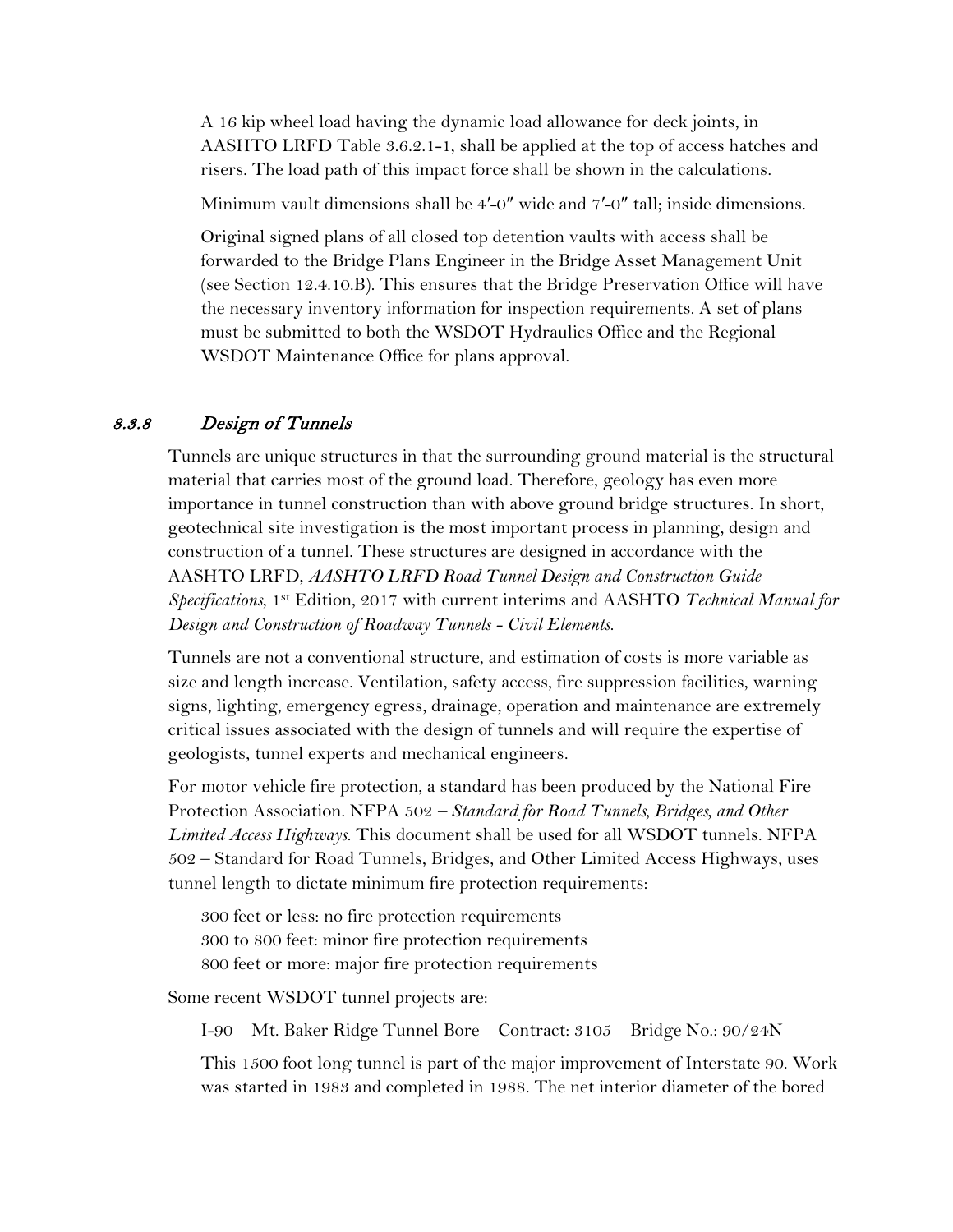A 16 kip wheel load having the dynamic load allowance for deck joints, in AASHTO LRFD Table 3.6.2.1-1, shall be applied at the top of access hatches and risers. The load path of this impact force shall be shown in the calculations.

Minimum vault dimensions shall be 4′-0″ wide and 7′-0″ tall; inside dimensions.

Original signed plans of all closed top detention vaults with access shall be forwarded to the Bridge Plans Engineer in the Bridge Asset Management Unit (see Section 12.4.10.B). This ensures that the Bridge Preservation Office will have the necessary inventory information for inspection requirements. A set of plans must be submitted to both the WSDOT Hydraulics Office and the Regional WSDOT Maintenance Office for plans approval.

### *8.3.8 Design of Tunnels*

Tunnels are unique structures in that the surrounding ground material is the structural material that carries most of the ground load. Therefore, geology has even more importance in tunnel construction than with above ground bridge structures. In short, geotechnical site investigation is the most important process in planning, design and construction of a tunnel. These structures are designed in accordance with the AASHTO LRFD, *AASHTO LRFD Road Tunnel Design and Construction Guide Specifications*, 1st Edition, 2017 with current interims and AASHTO *Technical Manual for Design and Construction of Roadway Tunnels - Civil Elements*.

Tunnels are not a conventional structure, and estimation of costs is more variable as size and length increase. Ventilation, safety access, fire suppression facilities, warning signs, lighting, emergency egress, drainage, operation and maintenance are extremely critical issues associated with the design of tunnels and will require the expertise of geologists, tunnel experts and mechanical engineers.

For motor vehicle fire protection, a standard has been produced by the National Fire Protection Association. NFPA 502 – *Standard for Road Tunnels, Bridges, and Other Limited Access Highways*. This document shall be used for all WSDOT tunnels. NFPA 502 – Standard for Road Tunnels, Bridges, and Other Limited Access Highways, uses tunnel length to dictate minimum fire protection requirements:

300 feet or less: no fire protection requirements
300 to 800 feet: minor fire protection requirements
800 feet or more: major fire protection requirements

Some recent WSDOT tunnel projects are:

I-90 Mt. Baker Ridge Tunnel Bore Contract: 3105 Bridge No.: 90/24N

This 1500 foot long tunnel is part of the major improvement of Interstate 90. Work was started in 1983 and completed in 1988. The net interior diameter of the bored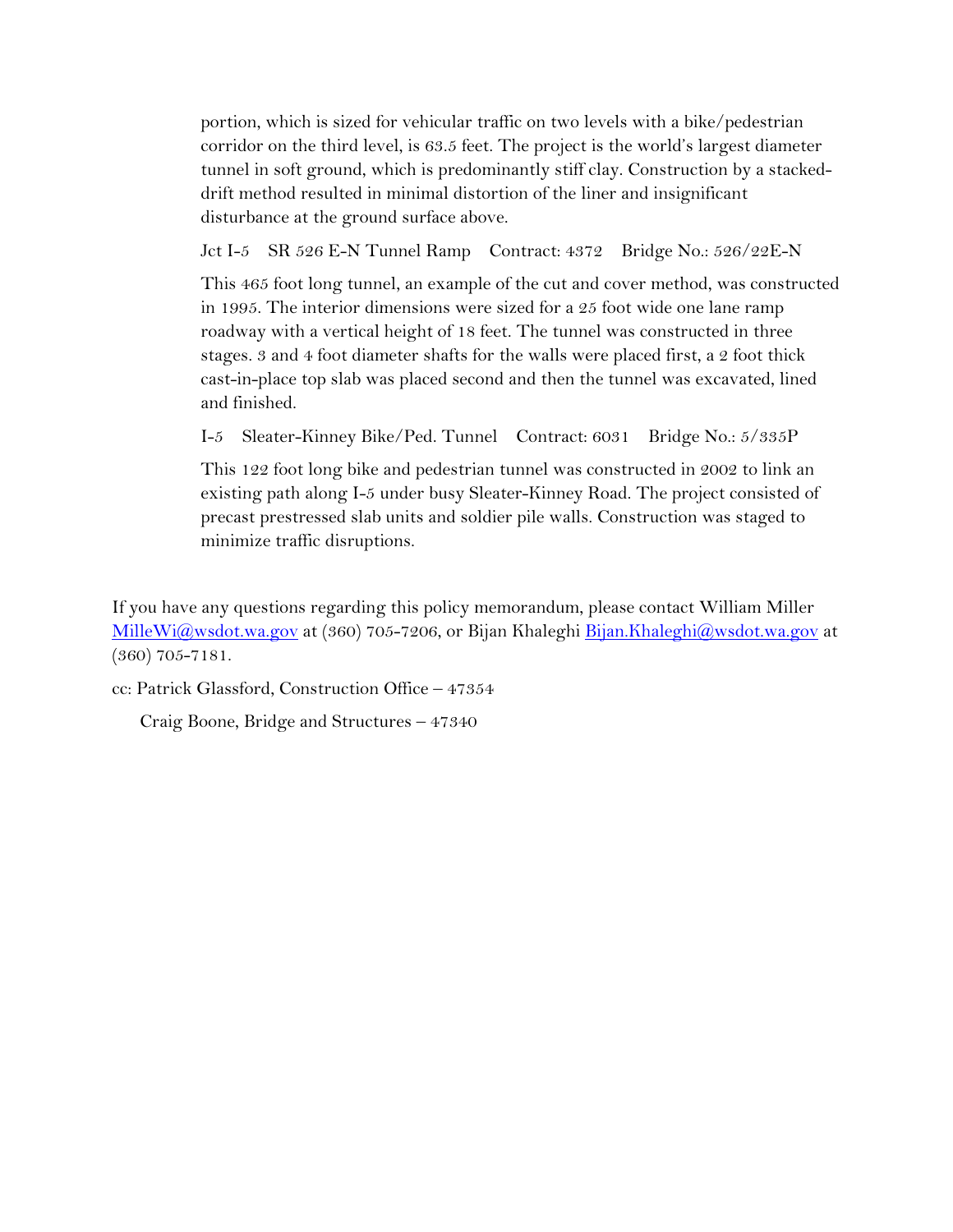portion, which is sized for vehicular traffic on two levels with a bike/pedestrian corridor on the third level, is 63.5 feet. The project is the world's largest diameter tunnel in soft ground, which is predominantly stiff clay. Construction by a stacked-drift method resulted in minimal distortion of the liner and insignificant disturbance at the ground surface above.

Jct I-5 SR 526 E-N Tunnel Ramp Contract: 4372 Bridge No.: 526/22E-N

This 465 foot long tunnel, an example of the cut and cover method, was constructed in 1995. The interior dimensions were sized for a 25 foot wide one lane ramp roadway with a vertical height of 18 feet. The tunnel was constructed in three stages. 3 and 4 foot diameter shafts for the walls were placed first, a 2 foot thick cast-in-place top slab was placed second and then the tunnel was excavated, lined and finished.

I-5 Sleater-Kinney Bike/Ped. Tunnel Contract: 6031 Bridge No.: 5/335P

This 122 foot long bike and pedestrian tunnel was constructed in 2002 to link an existing path along I-5 under busy Sleater-Kinney Road. The project consisted of precast prestressed slab units and soldier pile walls. Construction was staged to minimize traffic disruptions.

If you have any questions regarding this policy memorandum, please contact William Miller MilleWi@wsdot.wa.gov at (360) 705-7206, or Bijan Khaleghi Bijan.Khaleghi@wsdot.wa.gov at (360) 705-7181.

cc: Patrick Glassford, Construction Office – 47354

Craig Boone, Bridge and Structures – 47340